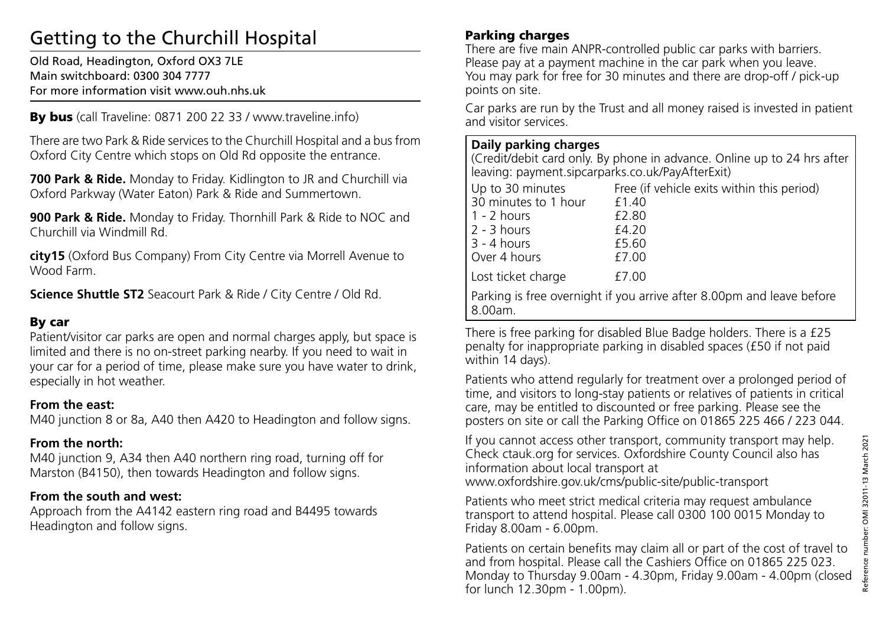# Getting to the Churchill Hospital

Old Road, Headington, Oxford OX3 7LE
Main switchboard: 0300 304 7777
For more information visit www.ouh.nhs.uk

## By bus (call Traveline: 0871 200 22 33 / www.traveline.info)

There are two Park & Ride services to the Churchill Hospital and a bus from Oxford City Centre which stops on Old Rd opposite the entrance.

**700 Park & Ride.** Monday to Friday. Kidlington to JR and Churchill via Oxford Parkway (Water Eaton) Park & Ride and Summertown.

**900 Park & Ride.** Monday to Friday. Thornhill Park & Ride to NOC and Churchill via Windmill Rd.

**city15** (Oxford Bus Company) From City Centre via Morrell Avenue to Wood Farm.

**Science Shuttle ST2** Seacourt Park & Ride / City Centre / Old Rd.

## By car

Patient/visitor car parks are open and normal charges apply, but space is limited and there is no on-street parking nearby. If you need to wait in your car for a period of time, please make sure you have water to drink, especially in hot weather.

### From the east:

M40 junction 8 or 8a, A40 then A420 to Headington and follow signs.

### From the north:

M40 junction 9, A34 then A40 northern ring road, turning off for Marston (B4150), then towards Headington and follow signs.

### From the south and west:

Approach from the A4142 eastern ring road and B4495 towards Headington and follow signs.

## Parking charges

There are five main ANPR-controlled public car parks with barriers. Please pay at a payment machine in the car park when you leave. You may park for free for 30 minutes and there are drop-off / pick-up points on site.

Car parks are run by the Trust and all money raised is invested in patient and visitor services.

**Daily parking charges**

(Credit/debit card only. By phone in advance. Online up to 24 hrs after leaving: payment.sipcarparks.co.uk/PayAfterExit)

| Duration | Charge |
| --- | --- |
| Up to 30 minutes | Free (if vehicle exits within this period) |
| 30 minutes to 1 hour | £1.40 |
| 1 - 2 hours | £2.80 |
| 2 - 3 hours | £4.20 |
| 3 - 4 hours | £5.60 |
| Over 4 hours | £7.00 |
| Lost ticket charge | £7.00 |

Parking is free overnight if you arrive after 8.00pm and leave before 8.00am.

There is free parking for disabled Blue Badge holders. There is a £25 penalty for inappropriate parking in disabled spaces (£50 if not paid within 14 days).

Patients who attend regularly for treatment over a prolonged period of time, and visitors to long-stay patients or relatives of patients in critical care, may be entitled to discounted or free parking. Please see the posters on site or call the Parking Office on 01865 225 466 / 223 044.

If you cannot access other transport, community transport may help. Check ctauk.org for services. Oxfordshire County Council also has information about local transport at www.oxfordshire.gov.uk/cms/public-site/public-transport

Patients who meet strict medical criteria may request ambulance transport to attend hospital. Please call 0300 100 0015 Monday to Friday 8.00am - 6.00pm.

Patients on certain benefits may claim all or part of the cost of travel to and from hospital. Please call the Cashiers Office on 01865 225 023. Monday to Thursday 9.00am - 4.30pm, Friday 9.00am - 4.00pm (closed for lunch 12.30pm - 1.00pm).

Reference number: OMI 32011-13 March 2021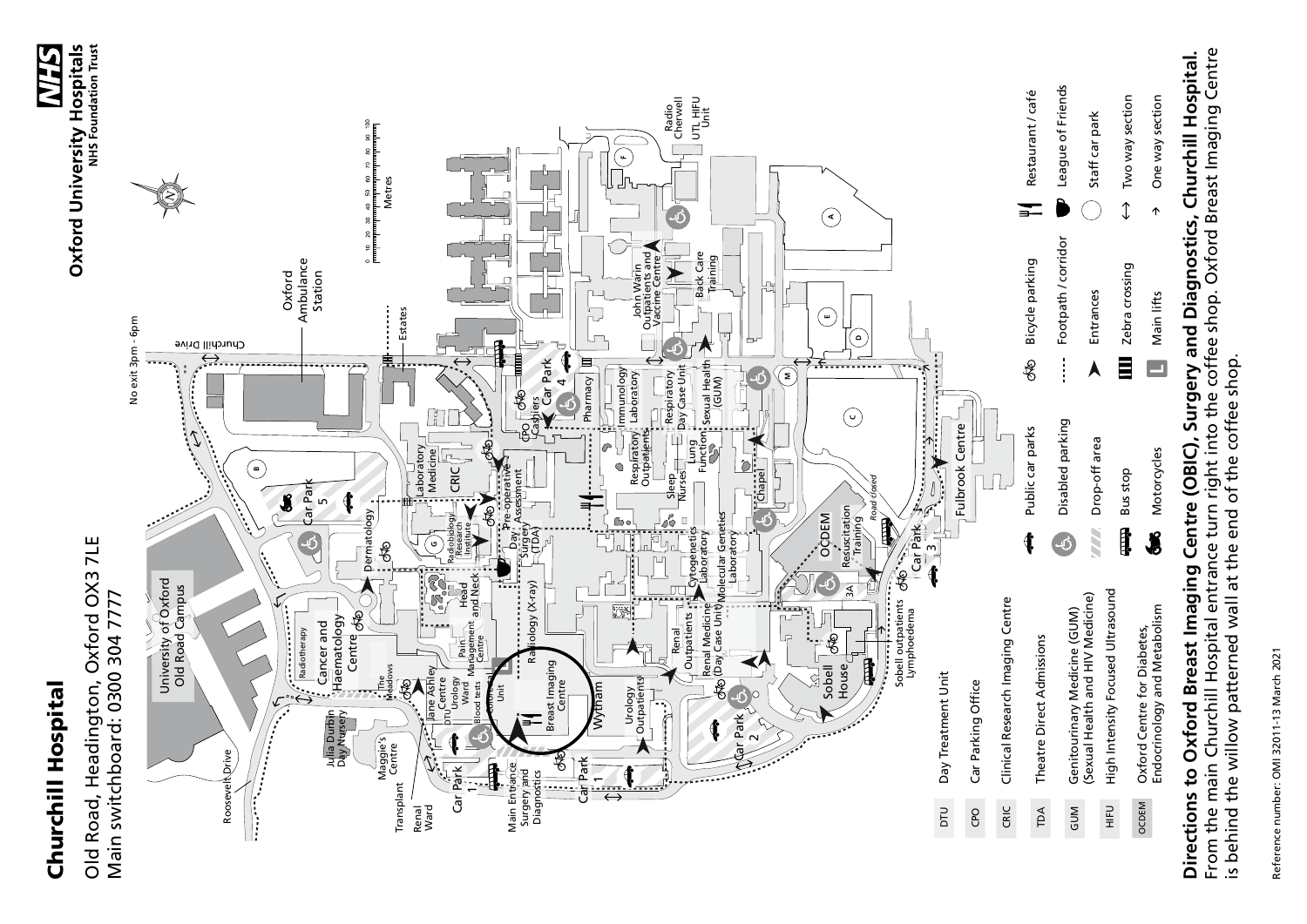# Churchill Hospital

Old Road, Headington, Oxford OX3 7LE
Main switchboard: 0300 304 7777

**Oxford University Hospitals**
**NHS Foundation Trust**

| | |
|---|---|
| DTU | Day Treatment Unit |
| CPO | Car Parking Office |
| CRIC | Clinical Research Imaging Centre |
| TDA | Theatre Direct Admissions |
| GUM | Genitourinary Medicine (GUM) (Sexual Health and HIV Medicine) |
| HIFU | High Intensity Focused Ultrasound |
| OCDEM | Oxford Centre for Diabetes, Endocrinology and Metabolism |

- Public car parks
- Disabled parking
- Drop-off area
- Bus stop
- Motorcycles
- Bicycle parking
- Footpath / corridor
- Entrances
- Zebra crossing
- Main lifts
- Restaurant / café
- League of Friends
- Staff car park
- Two way section
- One way section

**Directions to Oxford Breast Imaging Centre (OBIC), Surgery and Diagnostics, Churchill Hospital.**
From the main Churchill Hospital entrance turn right into the coffee shop. Oxford Breast Imaging Centre is behind the willow patterned wall at the end of the coffee shop.

Reference number: OMI 32011-13 March 2021